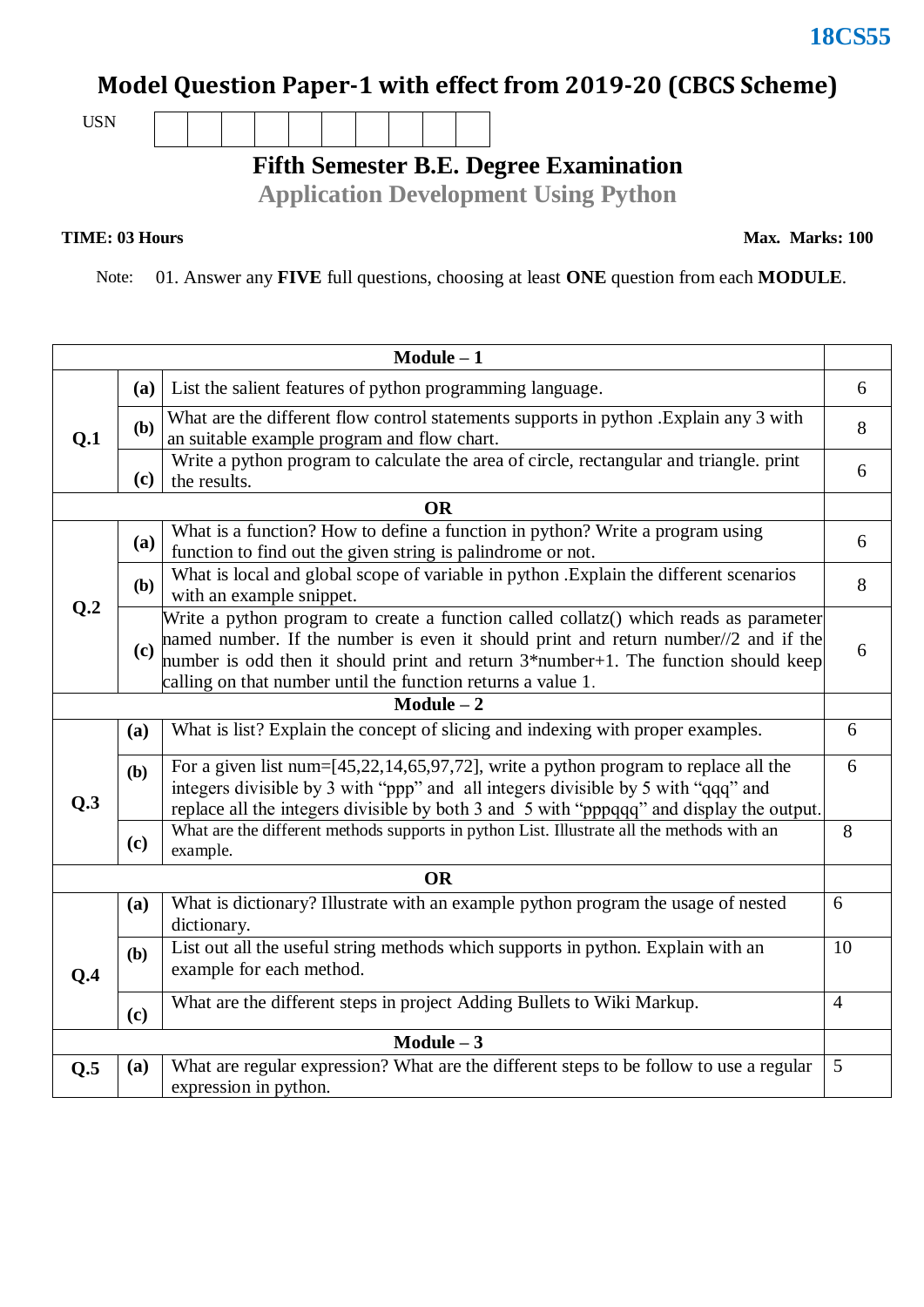18CS55

# Model Question Paper-1 with effect from 2019-20 (CBCS Scheme)

USN

## Fifth Semester B.E. Degree Examination

## Application Development Using Python

**TIME: 03 Hours** **Max. Marks: 100**

Note: 01. Answer any **FIVE** full questions, choosing at least **ONE** question from each **MODULE**.

| | | **Module – 1** | |
|---|---|---|---|
| **Q.1** | **(a)** | List the salient features of python programming language. | 6 |
| | **(b)** | What are the different flow control statements supports in python .Explain any 3 with an suitable example program and flow chart. | 8 |
| | **(c)** | Write a python program to calculate the area of circle, rectangular and triangle. print the results. | 6 |
| | | **OR** | |
| **Q.2** | **(a)** | What is a function? How to define a function in python? Write a program using function to find out the given string is palindrome or not. | 6 |
| | **(b)** | What is local and global scope of variable in python .Explain the different scenarios with an example snippet. | 8 |
| | **(c)** | Write a python program to create a function called collatz() which reads as parameter named number. If the number is even it should print and return number//2 and if the number is odd then it should print and return 3*number+1. The function should keep calling on that number until the function returns a value 1. | 6 |
| | | **Module – 2** | |
| **Q.3** | **(a)** | What is list? Explain the concept of slicing and indexing with proper examples. | 6 |
| | **(b)** | For a given list num=[45,22,14,65,97,72], write a python program to replace all the integers divisible by 3 with "ppp" and all integers divisible by 5 with "qqq" and replace all the integers divisible by both 3 and 5 with "pppqqq" and display the output. | 6 |
| | **(c)** | What are the different methods supports in python List. Illustrate all the methods with an example. | 8 |
| | | **OR** | |
| **Q.4** | **(a)** | What is dictionary? Illustrate with an example python program the usage of nested dictionary. | 6 |
| | **(b)** | List out all the useful string methods which supports in python. Explain with an example for each method. | 10 |
| | **(c)** | What are the different steps in project Adding Bullets to Wiki Markup. | 4 |
| | | **Module – 3** | |
| **Q.5** | **(a)** | What are regular expression? What are the different steps to be follow to use a regular expression in python. | 5 |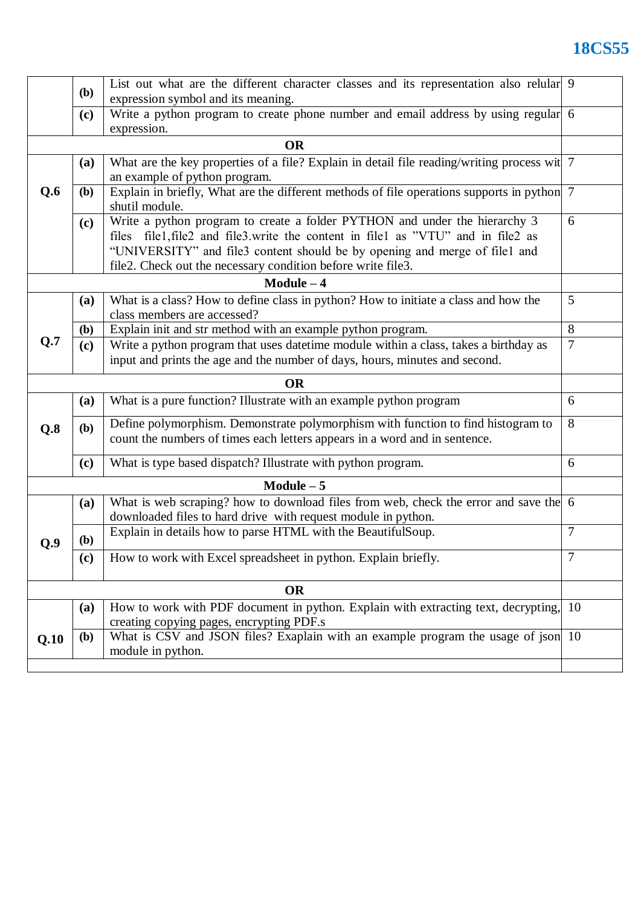| | | | |
|---|---|---|---|
| | **(b)** | List out what are the different character classes and its representation also relular expression symbol and its meaning. | 9 |
| | **(c)** | Write a python program to create phone number and email address by using regular expression. | 6 |
| | | **OR** | |
| **Q.6** | **(a)** | What are the key properties of a file? Explain in detail file reading/writing process wit an example of python program. | 7 |
| | **(b)** | Explain in briefly, What are the different methods of file operations supports in python shutil module. | 7 |
| | **(c)** | Write a python program to create a folder PYTHON and under the hierarchy 3 files file1,file2 and file3.write the content in file1 as "VTU" and in file2 as "UNIVERSITY" and file3 content should be by opening and merge of file1 and file2. Check out the necessary condition before write file3. | 6 |
| | | **Module – 4** | |
| **Q.7** | **(a)** | What is a class? How to define class in python? How to initiate a class and how the class members are accessed? | 5 |
| | **(b)** | Explain init and str method with an example python program. | 8 |
| | **(c)** | Write a python program that uses datetime module within a class, takes a birthday as input and prints the age and the number of days, hours, minutes and second. | 7 |
| | | **OR** | |
| **Q.8** | **(a)** | What is a pure function? Illustrate with an example python program | 6 |
| | **(b)** | Define polymorphism. Demonstrate polymorphism with function to find histogram to count the numbers of times each letters appears in a word and in sentence. | 8 |
| | **(c)** | What is type based dispatch? Illustrate with python program. | 6 |
| | | **Module – 5** | |
| **Q.9** | **(a)** | What is web scraping? how to download files from web, check the error and save the downloaded files to hard drive with request module in python. | 6 |
| | **(b)** | Explain in details how to parse HTML with the BeautifulSoup. | 7 |
| | **(c)** | How to work with Excel spreadsheet in python. Explain briefly. | 7 |
| | | **OR** | |
| **Q.10** | **(a)** | How to work with PDF document in python. Explain with extracting text, decrypting, creating copying pages, encrypting PDF.s | 10 |
| | **(b)** | What is CSV and JSON files? Exaplain with an example program the usage of json module in python. | 10 |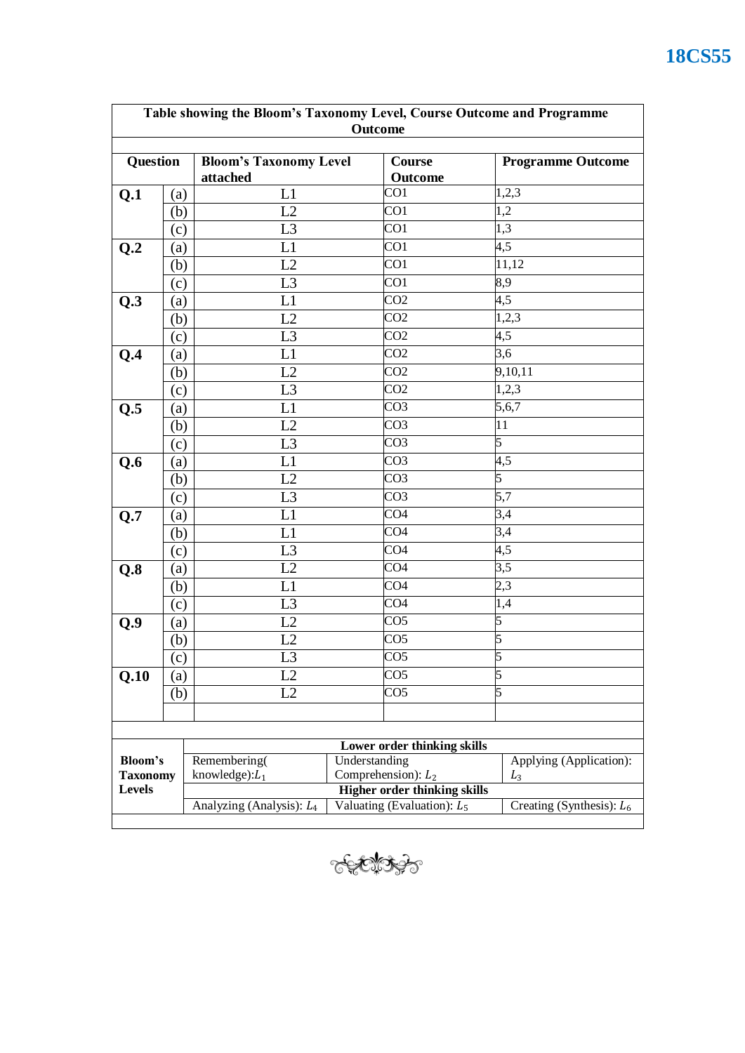**Table showing the Bloom's Taxonomy Level, Course Outcome and Programme Outcome**

| Question | | Bloom's Taxonomy Level attached | Course Outcome | Programme Outcome |
|---|---|---|---|---|
| **Q.1** | (a) | L1 | CO1 | 1,2,3 |
| | (b) | L2 | CO1 | 1,2 |
| | (c) | L3 | CO1 | 1,3 |
| **Q.2** | (a) | L1 | CO1 | 4,5 |
| | (b) | L2 | CO1 | 11,12 |
| | (c) | L3 | CO1 | 8,9 |
| **Q.3** | (a) | L1 | CO2 | 4,5 |
| | (b) | L2 | CO2 | 1,2,3 |
| | (c) | L3 | CO2 | 4,5 |
| **Q.4** | (a) | L1 | CO2 | 3,6 |
| | (b) | L2 | CO2 | 9,10,11 |
| | (c) | L3 | CO2 | 1,2,3 |
| **Q.5** | (a) | L1 | CO3 | 5,6,7 |
| | (b) | L2 | CO3 | 11 |
| | (c) | L3 | CO3 | 5 |
| **Q.6** | (a) | L1 | CO3 | 4,5 |
| | (b) | L2 | CO3 | 5 |
| | (c) | L3 | CO3 | 5,7 |
| **Q.7** | (a) | L1 | CO4 | 3,4 |
| | (b) | L1 | CO4 | 3,4 |
| | (c) | L3 | CO4 | 4,5 |
| **Q.8** | (a) | L2 | CO4 | 3,5 |
| | (b) | L1 | CO4 | 2,3 |
| | (c) | L3 | CO4 | 1,4 |
| **Q.9** | (a) | L2 | CO5 | 5 |
| | (b) | L2 | CO5 | 5 |
| | (c) | L3 | CO5 | 5 |
| **Q.10** | (a) | L2 | CO5 | 5 |
| | (b) | L2 | CO5 | 5 |

| | | | |
|---|---|---|---|
| **Bloom's Taxonomy Levels** | **Lower order thinking skills** | | |
| | Remembering( knowledge): $L_1$ | Understanding Comprehension): $L_2$ | Applying (Application): $L_3$ |
| | **Higher order thinking skills** | | |
| | Analyzing (Analysis): $L_4$ | Valuating (Evaluation): $L_5$ | Creating (Synthesis): $L_6$ |